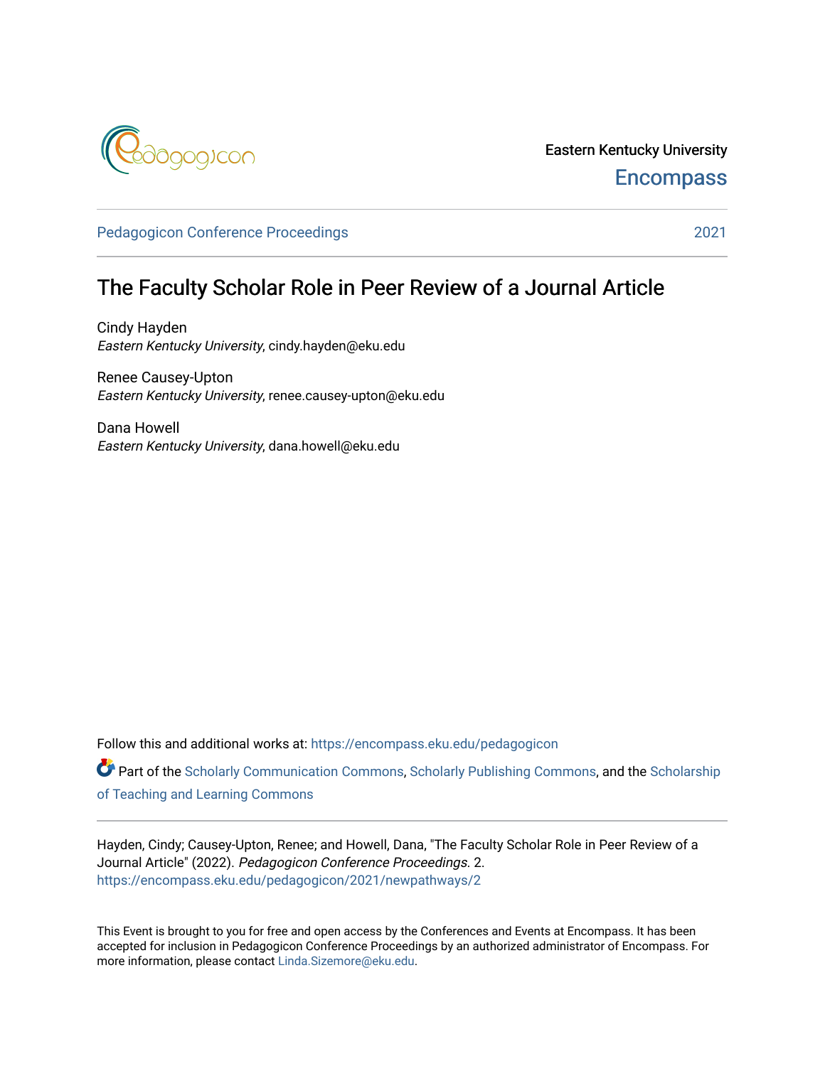Eastern Kentucky University

Encompass

Pedagogicon Conference Proceedings 2021

# The Faculty Scholar Role in Peer Review of a Journal Article

Cindy Hayden
*Eastern Kentucky University*, cindy.hayden@eku.edu

Renee Causey-Upton
*Eastern Kentucky University*, renee.causey-upton@eku.edu

Dana Howell
*Eastern Kentucky University*, dana.howell@eku.edu

Follow this and additional works at: https://encompass.eku.edu/pedagogicon

Part of the Scholarly Communication Commons, Scholarly Publishing Commons, and the Scholarship of Teaching and Learning Commons

Hayden, Cindy; Causey-Upton, Renee; and Howell, Dana, "The Faculty Scholar Role in Peer Review of a Journal Article" (2022). *Pedagogicon Conference Proceedings*. 2.
https://encompass.eku.edu/pedagogicon/2021/newpathways/2

This Event is brought to you for free and open access by the Conferences and Events at Encompass. It has been accepted for inclusion in Pedagogicon Conference Proceedings by an authorized administrator of Encompass. For more information, please contact Linda.Sizemore@eku.edu.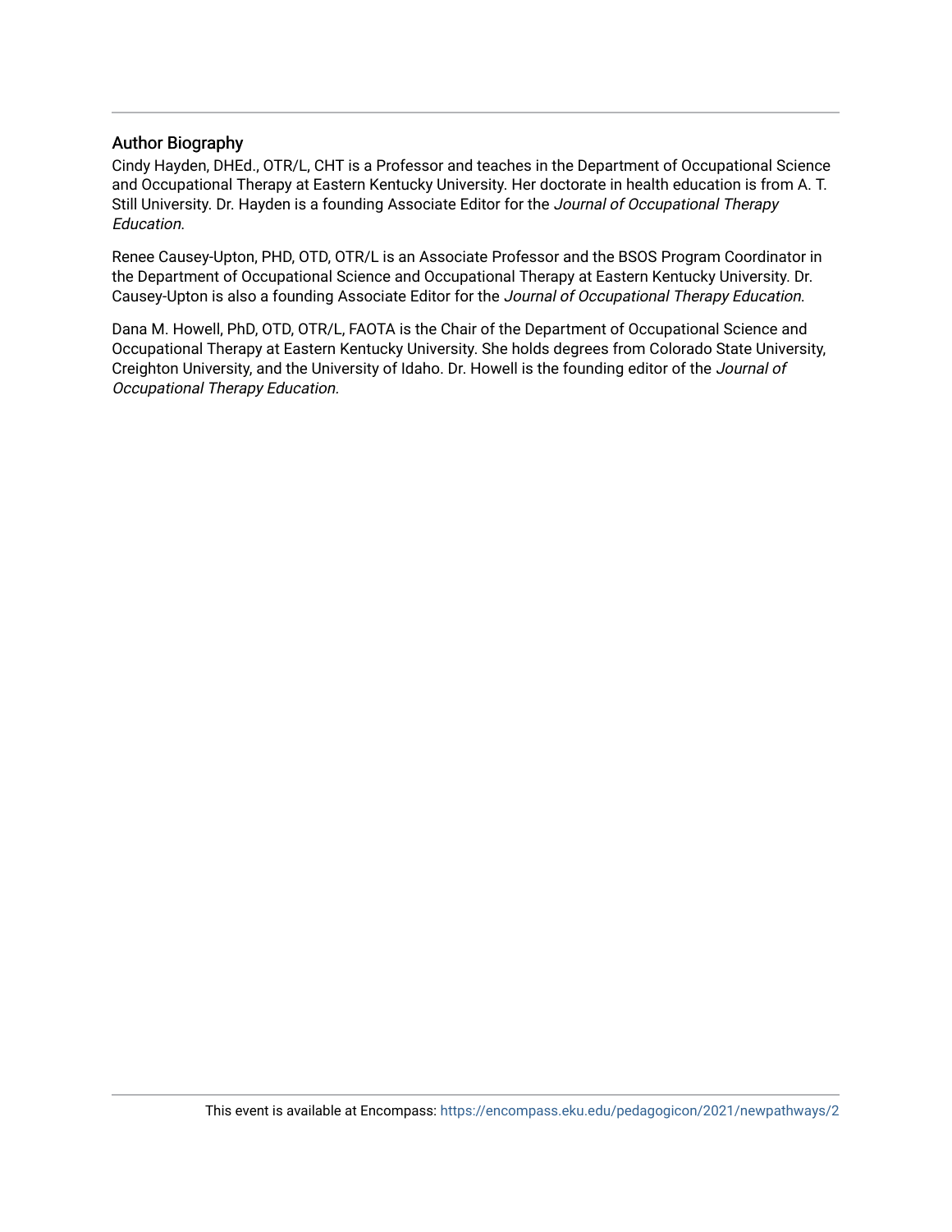## Author Biography

Cindy Hayden, DHEd., OTR/L, CHT is a Professor and teaches in the Department of Occupational Science and Occupational Therapy at Eastern Kentucky University. Her doctorate in health education is from A. T. Still University. Dr. Hayden is a founding Associate Editor for the *Journal of Occupational Therapy Education*.

Renee Causey-Upton, PHD, OTD, OTR/L is an Associate Professor and the BSOS Program Coordinator in the Department of Occupational Science and Occupational Therapy at Eastern Kentucky University. Dr. Causey-Upton is also a founding Associate Editor for the *Journal of Occupational Therapy Education*.

Dana M. Howell, PhD, OTD, OTR/L, FAOTA is the Chair of the Department of Occupational Science and Occupational Therapy at Eastern Kentucky University. She holds degrees from Colorado State University, Creighton University, and the University of Idaho. Dr. Howell is the founding editor of the *Journal of Occupational Therapy Education*.

This event is available at Encompass: https://encompass.eku.edu/pedagogicon/2021/newpathways/2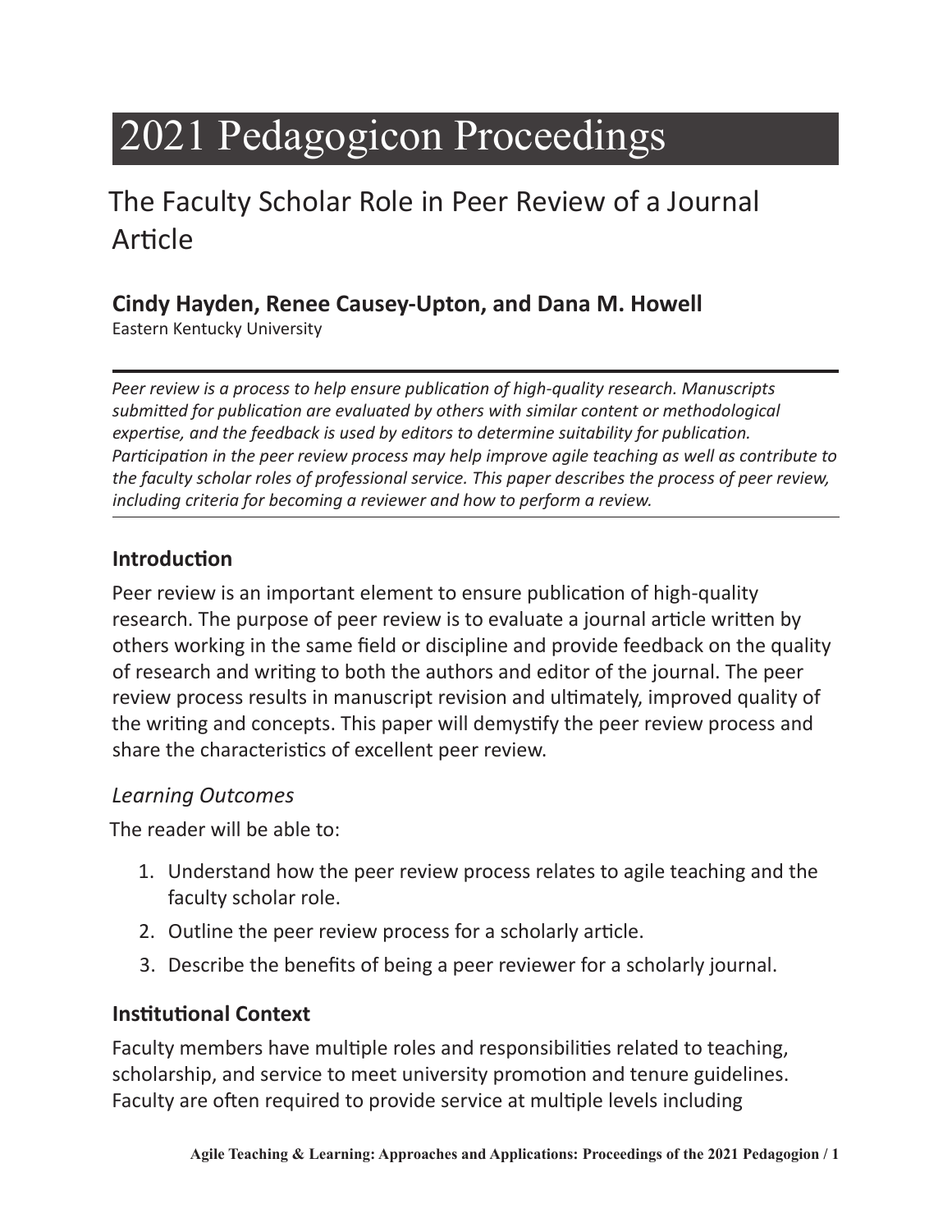# 2021 Pedagogicon Proceedings

## The Faculty Scholar Role in Peer Review of a Journal Article

**Cindy Hayden, Renee Causey-Upton, and Dana M. Howell**

Eastern Kentucky University

---

*Peer review is a process to help ensure publication of high-quality research. Manuscripts submitted for publication are evaluated by others with similar content or methodological expertise, and the feedback is used by editors to determine suitability for publication. Participation in the peer review process may help improve agile teaching as well as contribute to the faculty scholar roles of professional service. This paper describes the process of peer review, including criteria for becoming a reviewer and how to perform a review.*

---

### Introduction

Peer review is an important element to ensure publication of high-quality research. The purpose of peer review is to evaluate a journal article written by others working in the same field or discipline and provide feedback on the quality of research and writing to both the authors and editor of the journal. The peer review process results in manuscript revision and ultimately, improved quality of the writing and concepts. This paper will demystify the peer review process and share the characteristics of excellent peer review.

#### *Learning Outcomes*

The reader will be able to:

1. Understand how the peer review process relates to agile teaching and the faculty scholar role.
2. Outline the peer review process for a scholarly article.
3. Describe the benefits of being a peer reviewer for a scholarly journal.

### Institutional Context

Faculty members have multiple roles and responsibilities related to teaching, scholarship, and service to meet university promotion and tenure guidelines. Faculty are often required to provide service at multiple levels including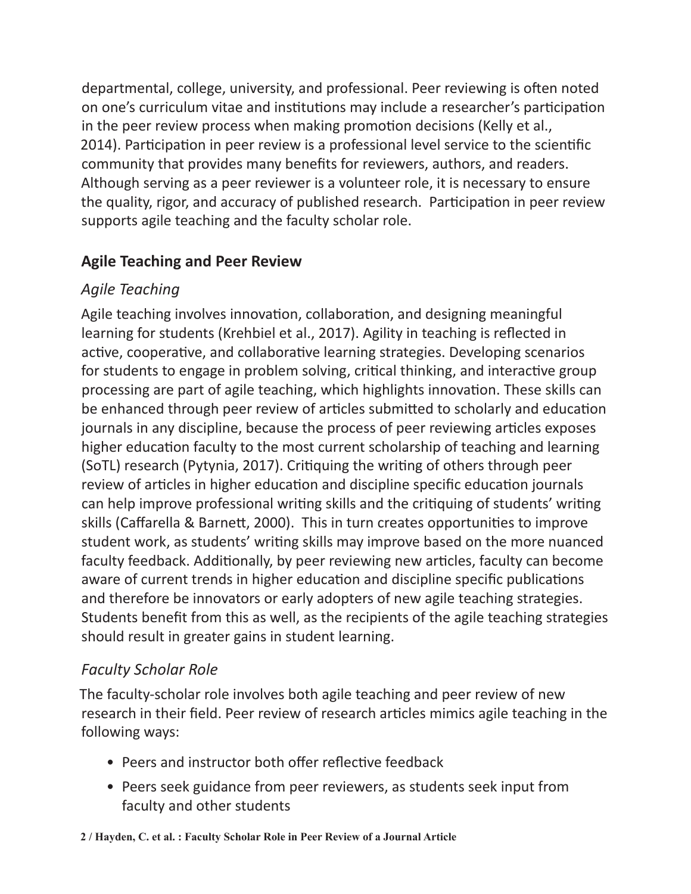departmental, college, university, and professional. Peer reviewing is often noted on one's curriculum vitae and institutions may include a researcher's participation in the peer review process when making promotion decisions (Kelly et al., 2014). Participation in peer review is a professional level service to the scientific community that provides many benefits for reviewers, authors, and readers. Although serving as a peer reviewer is a volunteer role, it is necessary to ensure the quality, rigor, and accuracy of published research. Participation in peer review supports agile teaching and the faculty scholar role.

## Agile Teaching and Peer Review

### *Agile Teaching*

Agile teaching involves innovation, collaboration, and designing meaningful learning for students (Krehbiel et al., 2017). Agility in teaching is reflected in active, cooperative, and collaborative learning strategies. Developing scenarios for students to engage in problem solving, critical thinking, and interactive group processing are part of agile teaching, which highlights innovation. These skills can be enhanced through peer review of articles submitted to scholarly and education journals in any discipline, because the process of peer reviewing articles exposes higher education faculty to the most current scholarship of teaching and learning (SoTL) research (Pytynia, 2017). Critiquing the writing of others through peer review of articles in higher education and discipline specific education journals can help improve professional writing skills and the critiquing of students' writing skills (Caffarella & Barnett, 2000). This in turn creates opportunities to improve student work, as students' writing skills may improve based on the more nuanced faculty feedback. Additionally, by peer reviewing new articles, faculty can become aware of current trends in higher education and discipline specific publications and therefore be innovators or early adopters of new agile teaching strategies. Students benefit from this as well, as the recipients of the agile teaching strategies should result in greater gains in student learning.

### *Faculty Scholar Role*

The faculty-scholar role involves both agile teaching and peer review of new research in their field. Peer review of research articles mimics agile teaching in the following ways:

- Peers and instructor both offer reflective feedback
- Peers seek guidance from peer reviewers, as students seek input from faculty and other students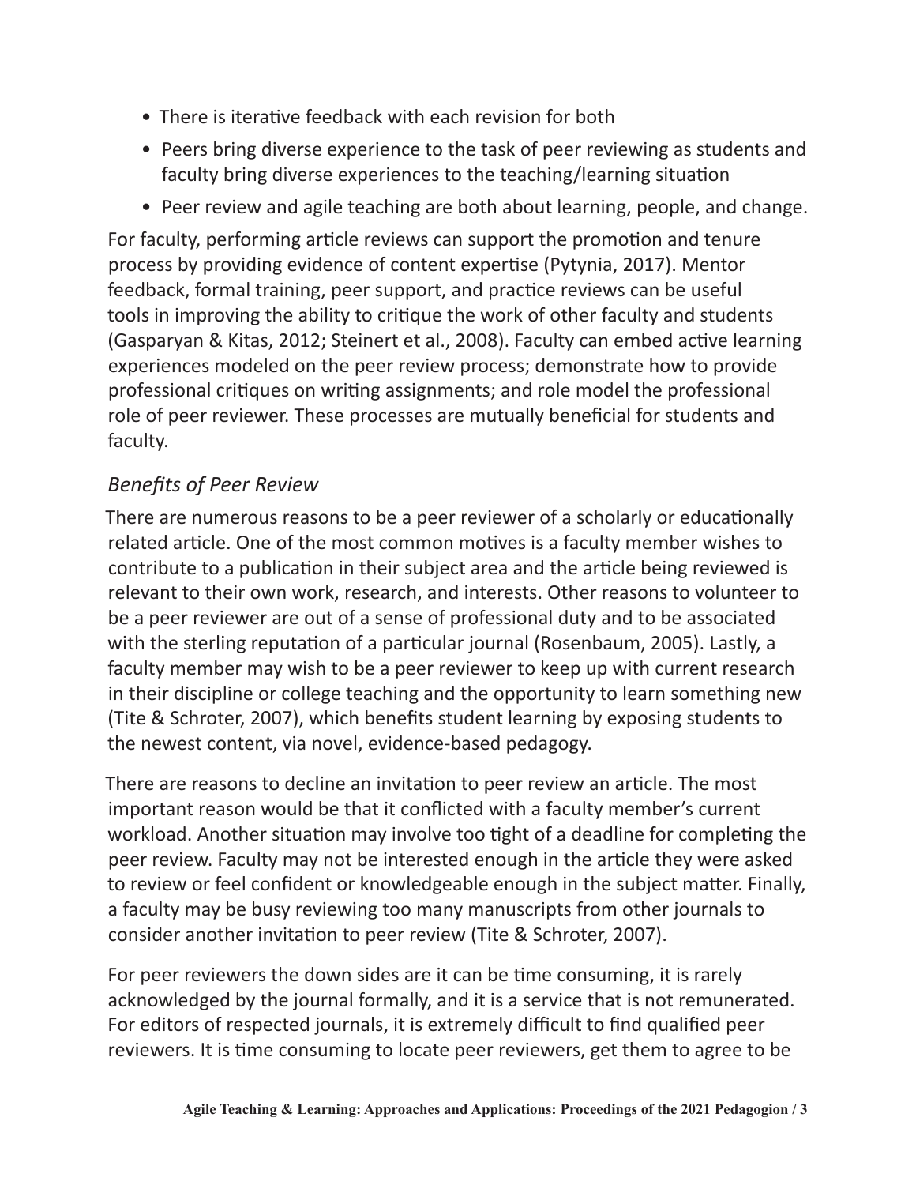- There is iterative feedback with each revision for both
- Peers bring diverse experience to the task of peer reviewing as students and faculty bring diverse experiences to the teaching/learning situation
- Peer review and agile teaching are both about learning, people, and change.

For faculty, performing article reviews can support the promotion and tenure process by providing evidence of content expertise (Pytynia, 2017). Mentor feedback, formal training, peer support, and practice reviews can be useful tools in improving the ability to critique the work of other faculty and students (Gasparyan & Kitas, 2012; Steinert et al., 2008). Faculty can embed active learning experiences modeled on the peer review process; demonstrate how to provide professional critiques on writing assignments; and role model the professional role of peer reviewer. These processes are mutually beneficial for students and faculty.

### *Benefits of Peer Review*

There are numerous reasons to be a peer reviewer of a scholarly or educationally related article. One of the most common motives is a faculty member wishes to contribute to a publication in their subject area and the article being reviewed is relevant to their own work, research, and interests. Other reasons to volunteer to be a peer reviewer are out of a sense of professional duty and to be associated with the sterling reputation of a particular journal (Rosenbaum, 2005). Lastly, a faculty member may wish to be a peer reviewer to keep up with current research in their discipline or college teaching and the opportunity to learn something new (Tite & Schroter, 2007), which benefits student learning by exposing students to the newest content, via novel, evidence-based pedagogy.

There are reasons to decline an invitation to peer review an article. The most important reason would be that it conflicted with a faculty member's current workload. Another situation may involve too tight of a deadline for completing the peer review. Faculty may not be interested enough in the article they were asked to review or feel confident or knowledgeable enough in the subject matter. Finally, a faculty may be busy reviewing too many manuscripts from other journals to consider another invitation to peer review (Tite & Schroter, 2007).

For peer reviewers the down sides are it can be time consuming, it is rarely acknowledged by the journal formally, and it is a service that is not remunerated. For editors of respected journals, it is extremely difficult to find qualified peer reviewers. It is time consuming to locate peer reviewers, get them to agree to be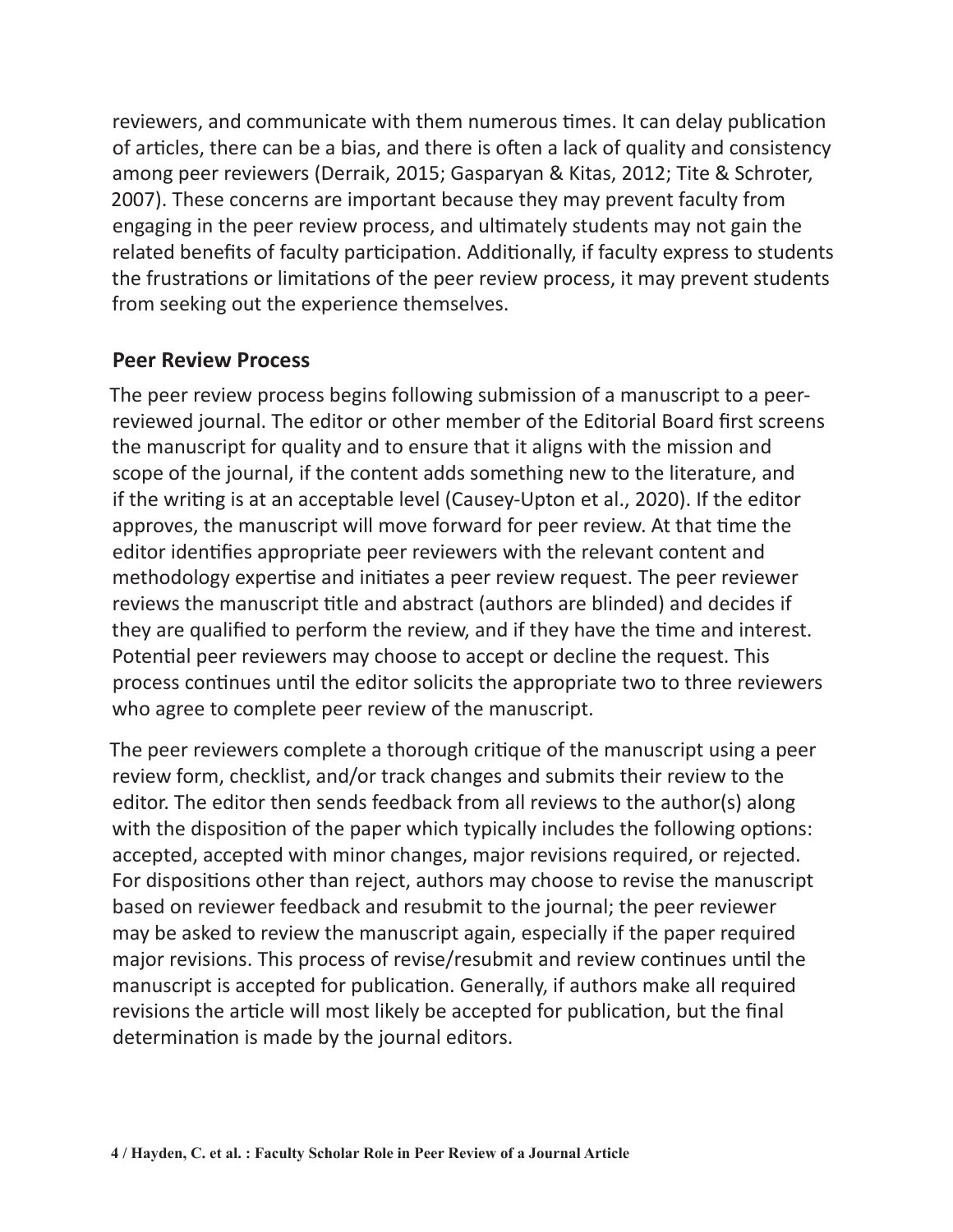reviewers, and communicate with them numerous times. It can delay publication of articles, there can be a bias, and there is often a lack of quality and consistency among peer reviewers (Derraik, 2015; Gasparyan & Kitas, 2012; Tite & Schroter, 2007). These concerns are important because they may prevent faculty from engaging in the peer review process, and ultimately students may not gain the related benefits of faculty participation. Additionally, if faculty express to students the frustrations or limitations of the peer review process, it may prevent students from seeking out the experience themselves.

## Peer Review Process

The peer review process begins following submission of a manuscript to a peer-reviewed journal. The editor or other member of the Editorial Board first screens the manuscript for quality and to ensure that it aligns with the mission and scope of the journal, if the content adds something new to the literature, and if the writing is at an acceptable level (Causey-Upton et al., 2020). If the editor approves, the manuscript will move forward for peer review. At that time the editor identifies appropriate peer reviewers with the relevant content and methodology expertise and initiates a peer review request. The peer reviewer reviews the manuscript title and abstract (authors are blinded) and decides if they are qualified to perform the review, and if they have the time and interest. Potential peer reviewers may choose to accept or decline the request. This process continues until the editor solicits the appropriate two to three reviewers who agree to complete peer review of the manuscript.

The peer reviewers complete a thorough critique of the manuscript using a peer review form, checklist, and/or track changes and submits their review to the editor. The editor then sends feedback from all reviews to the author(s) along with the disposition of the paper which typically includes the following options: accepted, accepted with minor changes, major revisions required, or rejected. For dispositions other than reject, authors may choose to revise the manuscript based on reviewer feedback and resubmit to the journal; the peer reviewer may be asked to review the manuscript again, especially if the paper required major revisions. This process of revise/resubmit and review continues until the manuscript is accepted for publication. Generally, if authors make all required revisions the article will most likely be accepted for publication, but the final determination is made by the journal editors.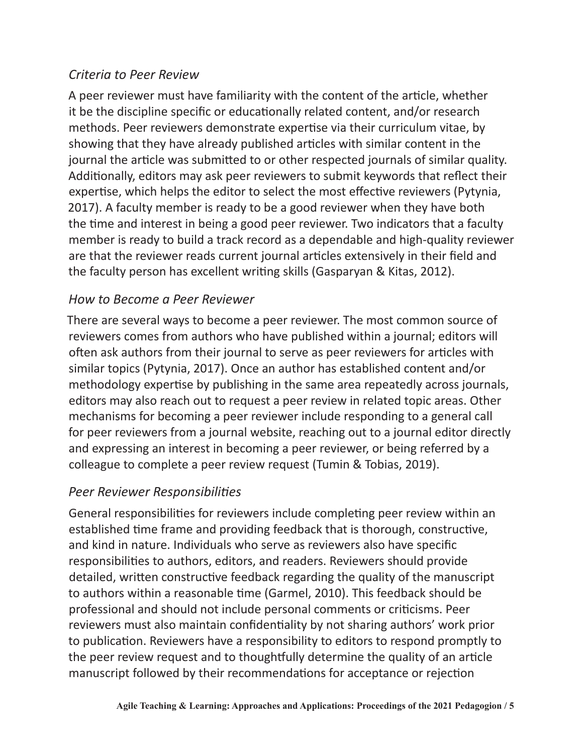### *Criteria to Peer Review*

A peer reviewer must have familiarity with the content of the article, whether it be the discipline specific or educationally related content, and/or research methods. Peer reviewers demonstrate expertise via their curriculum vitae, by showing that they have already published articles with similar content in the journal the article was submitted to or other respected journals of similar quality. Additionally, editors may ask peer reviewers to submit keywords that reflect their expertise, which helps the editor to select the most effective reviewers (Pytynia, 2017). A faculty member is ready to be a good reviewer when they have both the time and interest in being a good peer reviewer. Two indicators that a faculty member is ready to build a track record as a dependable and high-quality reviewer are that the reviewer reads current journal articles extensively in their field and the faculty person has excellent writing skills (Gasparyan & Kitas, 2012).

### *How to Become a Peer Reviewer*

There are several ways to become a peer reviewer. The most common source of reviewers comes from authors who have published within a journal; editors will often ask authors from their journal to serve as peer reviewers for articles with similar topics (Pytynia, 2017). Once an author has established content and/or methodology expertise by publishing in the same area repeatedly across journals, editors may also reach out to request a peer review in related topic areas. Other mechanisms for becoming a peer reviewer include responding to a general call for peer reviewers from a journal website, reaching out to a journal editor directly and expressing an interest in becoming a peer reviewer, or being referred by a colleague to complete a peer review request (Tumin & Tobias, 2019).

### *Peer Reviewer Responsibilities*

General responsibilities for reviewers include completing peer review within an established time frame and providing feedback that is thorough, constructive, and kind in nature. Individuals who serve as reviewers also have specific responsibilities to authors, editors, and readers. Reviewers should provide detailed, written constructive feedback regarding the quality of the manuscript to authors within a reasonable time (Garmel, 2010). This feedback should be professional and should not include personal comments or criticisms. Peer reviewers must also maintain confidentiality by not sharing authors' work prior to publication. Reviewers have a responsibility to editors to respond promptly to the peer review request and to thoughtfully determine the quality of an article manuscript followed by their recommendations for acceptance or rejection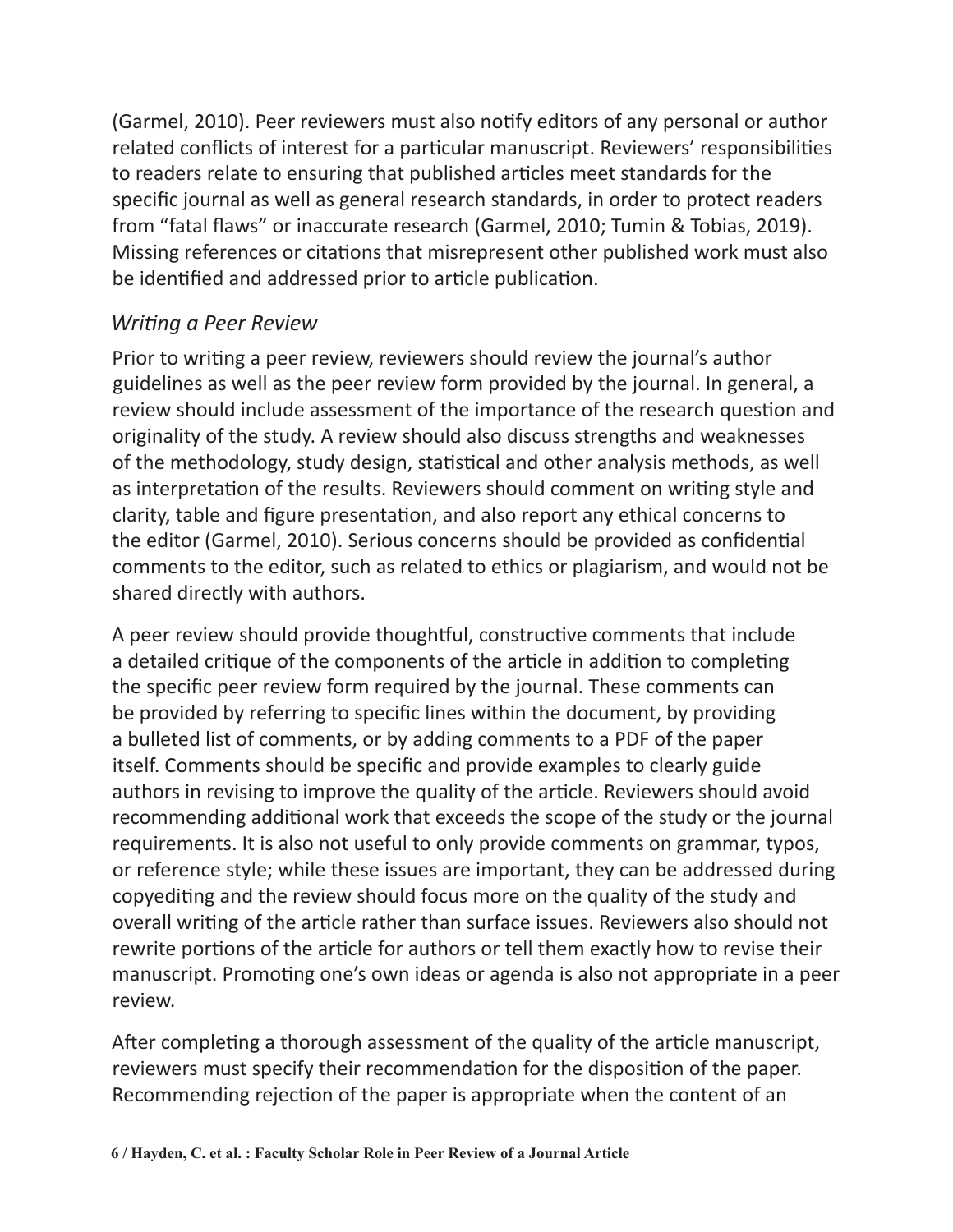(Garmel, 2010). Peer reviewers must also notify editors of any personal or author related conflicts of interest for a particular manuscript. Reviewers' responsibilities to readers relate to ensuring that published articles meet standards for the specific journal as well as general research standards, in order to protect readers from "fatal flaws" or inaccurate research (Garmel, 2010; Tumin & Tobias, 2019). Missing references or citations that misrepresent other published work must also be identified and addressed prior to article publication.

### *Writing a Peer Review*

Prior to writing a peer review, reviewers should review the journal's author guidelines as well as the peer review form provided by the journal. In general, a review should include assessment of the importance of the research question and originality of the study. A review should also discuss strengths and weaknesses of the methodology, study design, statistical and other analysis methods, as well as interpretation of the results. Reviewers should comment on writing style and clarity, table and figure presentation, and also report any ethical concerns to the editor (Garmel, 2010). Serious concerns should be provided as confidential comments to the editor, such as related to ethics or plagiarism, and would not be shared directly with authors.

A peer review should provide thoughtful, constructive comments that include a detailed critique of the components of the article in addition to completing the specific peer review form required by the journal. These comments can be provided by referring to specific lines within the document, by providing a bulleted list of comments, or by adding comments to a PDF of the paper itself. Comments should be specific and provide examples to clearly guide authors in revising to improve the quality of the article. Reviewers should avoid recommending additional work that exceeds the scope of the study or the journal requirements. It is also not useful to only provide comments on grammar, typos, or reference style; while these issues are important, they can be addressed during copyediting and the review should focus more on the quality of the study and overall writing of the article rather than surface issues. Reviewers also should not rewrite portions of the article for authors or tell them exactly how to revise their manuscript. Promoting one's own ideas or agenda is also not appropriate in a peer review.

After completing a thorough assessment of the quality of the article manuscript, reviewers must specify their recommendation for the disposition of the paper. Recommending rejection of the paper is appropriate when the content of an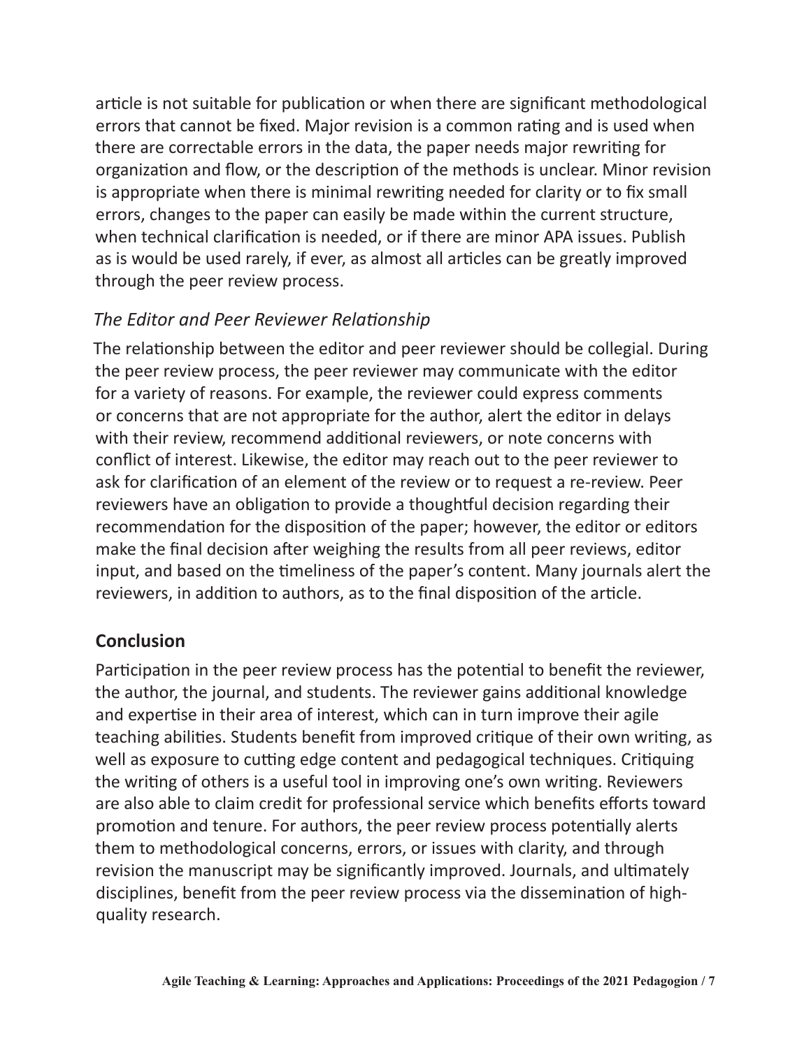article is not suitable for publication or when there are significant methodological errors that cannot be fixed. Major revision is a common rating and is used when there are correctable errors in the data, the paper needs major rewriting for organization and flow, or the description of the methods is unclear. Minor revision is appropriate when there is minimal rewriting needed for clarity or to fix small errors, changes to the paper can easily be made within the current structure, when technical clarification is needed, or if there are minor APA issues. Publish as is would be used rarely, if ever, as almost all articles can be greatly improved through the peer review process.

### *The Editor and Peer Reviewer Relationship*

The relationship between the editor and peer reviewer should be collegial. During the peer review process, the peer reviewer may communicate with the editor for a variety of reasons. For example, the reviewer could express comments or concerns that are not appropriate for the author, alert the editor in delays with their review, recommend additional reviewers, or note concerns with conflict of interest. Likewise, the editor may reach out to the peer reviewer to ask for clarification of an element of the review or to request a re-review. Peer reviewers have an obligation to provide a thoughtful decision regarding their recommendation for the disposition of the paper; however, the editor or editors make the final decision after weighing the results from all peer reviews, editor input, and based on the timeliness of the paper's content. Many journals alert the reviewers, in addition to authors, as to the final disposition of the article.

## **Conclusion**

Participation in the peer review process has the potential to benefit the reviewer, the author, the journal, and students. The reviewer gains additional knowledge and expertise in their area of interest, which can in turn improve their agile teaching abilities. Students benefit from improved critique of their own writing, as well as exposure to cutting edge content and pedagogical techniques. Critiquing the writing of others is a useful tool in improving one's own writing. Reviewers are also able to claim credit for professional service which benefits efforts toward promotion and tenure. For authors, the peer review process potentially alerts them to methodological concerns, errors, or issues with clarity, and through revision the manuscript may be significantly improved. Journals, and ultimately disciplines, benefit from the peer review process via the dissemination of high-quality research.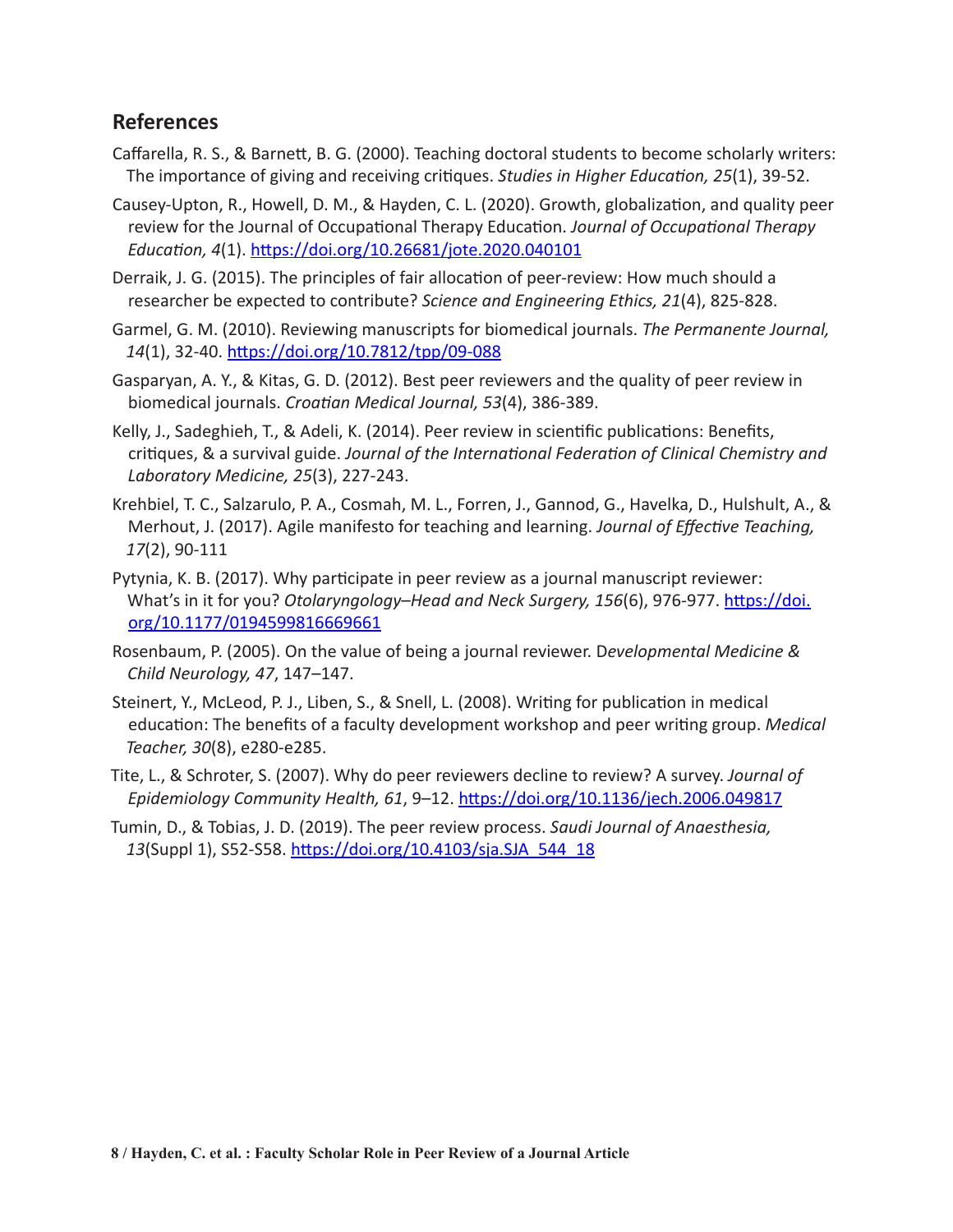## References

Caffarella, R. S., & Barnett, B. G. (2000). Teaching doctoral students to become scholarly writers: The importance of giving and receiving critiques. *Studies in Higher Education, 25*(1), 39-52.

Causey-Upton, R., Howell, D. M., & Hayden, C. L. (2020). Growth, globalization, and quality peer review for the Journal of Occupational Therapy Education. *Journal of Occupational Therapy Education, 4*(1). https://doi.org/10.26681/jote.2020.040101

Derraik, J. G. (2015). The principles of fair allocation of peer-review: How much should a researcher be expected to contribute? *Science and Engineering Ethics, 21*(4), 825-828.

Garmel, G. M. (2010). Reviewing manuscripts for biomedical journals. *The Permanente Journal, 14*(1), 32-40. https://doi.org/10.7812/tpp/09-088

Gasparyan, A. Y., & Kitas, G. D. (2012). Best peer reviewers and the quality of peer review in biomedical journals. *Croatian Medical Journal, 53*(4), 386-389.

Kelly, J., Sadeghieh, T., & Adeli, K. (2014). Peer review in scientific publications: Benefits, critiques, & a survival guide. *Journal of the International Federation of Clinical Chemistry and Laboratory Medicine, 25*(3), 227-243.

Krehbiel, T. C., Salzarulo, P. A., Cosmah, M. L., Forren, J., Gannod, G., Havelka, D., Hulshult, A., & Merhout, J. (2017). Agile manifesto for teaching and learning. *Journal of Effective Teaching, 17*(2), 90-111

Pytynia, K. B. (2017). Why participate in peer review as a journal manuscript reviewer: What's in it for you? *Otolaryngology–Head and Neck Surgery, 156*(6), 976-977. https://doi.org/10.1177/0194599816669661

Rosenbaum, P. (2005). On the value of being a journal reviewer. D*evelopmental Medicine & Child Neurology, 47*, 147–147.

Steinert, Y., McLeod, P. J., Liben, S., & Snell, L. (2008). Writing for publication in medical education: The benefits of a faculty development workshop and peer writing group. *Medical Teacher, 30*(8), e280-e285.

Tite, L., & Schroter, S. (2007). Why do peer reviewers decline to review? A survey. *Journal of Epidemiology Community Health, 61*, 9–12. https://doi.org/10.1136/jech.2006.049817

Tumin, D., & Tobias, J. D. (2019). The peer review process. *Saudi Journal of Anaesthesia, 13*(Suppl 1), S52-S58. https://doi.org/10.4103/sja.SJA_544_18